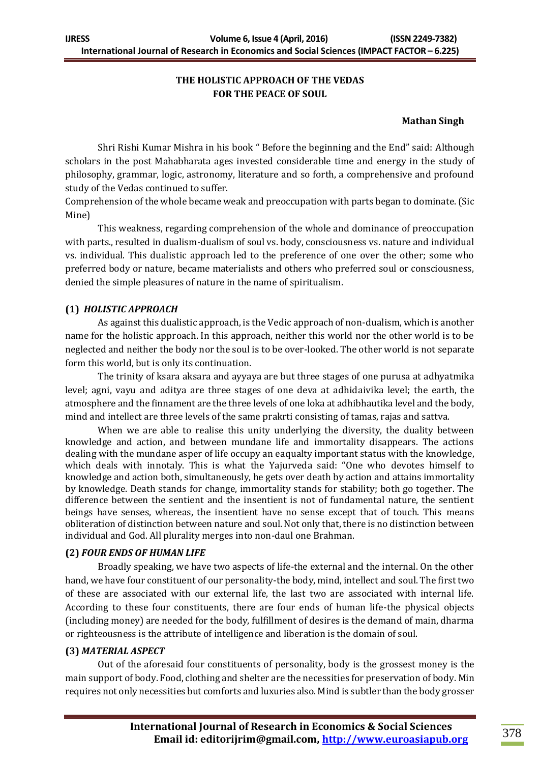# THE HOLISTIC APPROACH OF THE VEDAS FOR THE PEACE OF SOUL

**Mathan Singh**

Shri Rishi Kumar Mishra in his book " Before the beginning and the End" said: Although scholars in the post Mahabharata ages invested considerable time and energy in the study of philosophy, grammar, logic, astronomy, literature and so forth, a comprehensive and profound study of the Vedas continued to suffer.

Comprehension of the whole became weak and preoccupation with parts began to dominate. (Sic Mine)

This weakness, regarding comprehension of the whole and dominance of preoccupation with parts., resulted in dualism-dualism of soul vs. body, consciousness vs. nature and individual vs. individual. This dualistic approach led to the preference of one over the other; some who preferred body or nature, became materialists and others who preferred soul or consciousness, denied the simple pleasures of nature in the name of spiritualism.

## (1) *HOLISTIC APPROACH*

As against this dualistic approach, is the Vedic approach of non-dualism, which is another name for the holistic approach. In this approach, neither this world nor the other world is to be neglected and neither the body nor the soul is to be over-looked. The other world is not separate form this world, but is only its continuation.

The trinity of ksara aksara and ayyaya are but three stages of one purusa at adhyatmika level; agni, vayu and aditya are three stages of one deva at adhidaivika level; the earth, the atmosphere and the finnament are the three levels of one loka at adhibhautika level and the body, mind and intellect are three levels of the same prakrti consisting of tamas, rajas and sattva.

When we are able to realise this unity underlying the diversity, the duality between knowledge and action, and between mundane life and immortality disappears. The actions dealing with the mundane asper of life occupy an eaqualty important status with the knowledge, which deals with innotaly. This is what the Yajurveda said: "One who devotes himself to knowledge and action both, simultaneously, he gets over death by action and attains immortality by knowledge. Death stands for change, immortality stands for stability; both go together. The difference between the sentient and the insentient is not of fundamental nature, the sentient beings have senses, whereas, the insentient have no sense except that of touch. This means obliteration of distinction between nature and soul. Not only that, there is no distinction between individual and God. All plurality merges into non-daul one Brahman.

## (2) *FOUR ENDS OF HUMAN LIFE*

Broadly speaking, we have two aspects of life-the external and the internal. On the other hand, we have four constituent of our personality-the body, mind, intellect and soul. The first two of these are associated with our external life, the last two are associated with internal life. According to these four constituents, there are four ends of human life-the physical objects (including money) are needed for the body, fulfillment of desires is the demand of main, dharma or righteousness is the attribute of intelligence and liberation is the domain of soul.

## (3) *MATERIAL ASPECT*

Out of the aforesaid four constituents of personality, body is the grossest money is the main support of body. Food, clothing and shelter are the necessities for preservation of body. Min requires not only necessities but comforts and luxuries also. Mind is subtler than the body grosser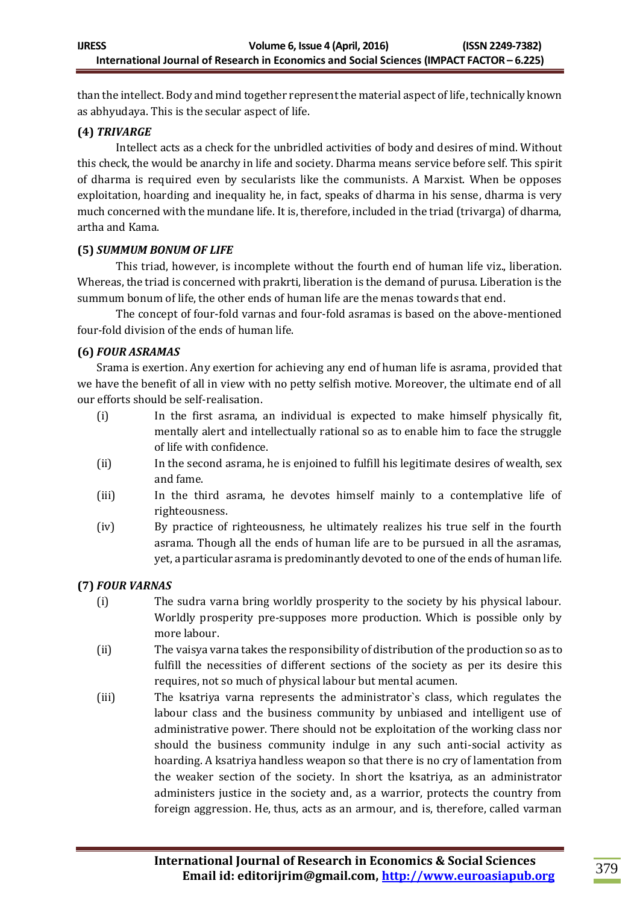than the intellect. Body and mind together represent the material aspect of life, technically known as abhyudaya. This is the secular aspect of life.

**(4)** ***TRIVARGE***

Intellect acts as a check for the unbridled activities of body and desires of mind. Without this check, the would be anarchy in life and society. Dharma means service before self. This spirit of dharma is required even by secularists like the communists. A Marxist. When be opposes exploitation, hoarding and inequality he, in fact, speaks of dharma in his sense, dharma is very much concerned with the mundane life. It is, therefore, included in the triad (trivarga) of dharma, artha and Kama.

**(5)** ***SUMMUM BONUM OF LIFE***

This triad, however, is incomplete without the fourth end of human life viz., liberation. Whereas, the triad is concerned with prakrti, liberation is the demand of purusa. Liberation is the summum bonum of life, the other ends of human life are the menas towards that end.

The concept of four-fold varnas and four-fold asramas is based on the above-mentioned four-fold division of the ends of human life.

**(6)** ***FOUR ASRAMAS***

Srama is exertion. Any exertion for achieving any end of human life is asrama, provided that we have the benefit of all in view with no petty selfish motive. Moreover, the ultimate end of all our efforts should be self-realisation.

(i) In the first asrama, an individual is expected to make himself physically fit, mentally alert and intellectually rational so as to enable him to face the struggle of life with confidence.

(ii) In the second asrama, he is enjoined to fulfill his legitimate desires of wealth, sex and fame.

(iii) In the third asrama, he devotes himself mainly to a contemplative life of righteousness.

(iv) By practice of righteousness, he ultimately realizes his true self in the fourth asrama. Though all the ends of human life are to be pursued in all the asramas, yet, a particular asrama is predominantly devoted to one of the ends of human life.

**(7)** ***FOUR VARNAS***

(i) The sudra varna bring worldly prosperity to the society by his physical labour. Worldly prosperity pre-supposes more production. Which is possible only by more labour.

(ii) The vaisya varna takes the responsibility of distribution of the production so as to fulfill the necessities of different sections of the society as per its desire this requires, not so much of physical labour but mental acumen.

(iii) The ksatriya varna represents the administrator`s class, which regulates the labour class and the business community by unbiased and intelligent use of administrative power. There should not be exploitation of the working class nor should the business community indulge in any such anti-social activity as hoarding. A ksatriya handless weapon so that there is no cry of lamentation from the weaker section of the society. In short the ksatriya, as an administrator administers justice in the society and, as a warrior, protects the country from foreign aggression. He, thus, acts as an armour, and is, therefore, called varman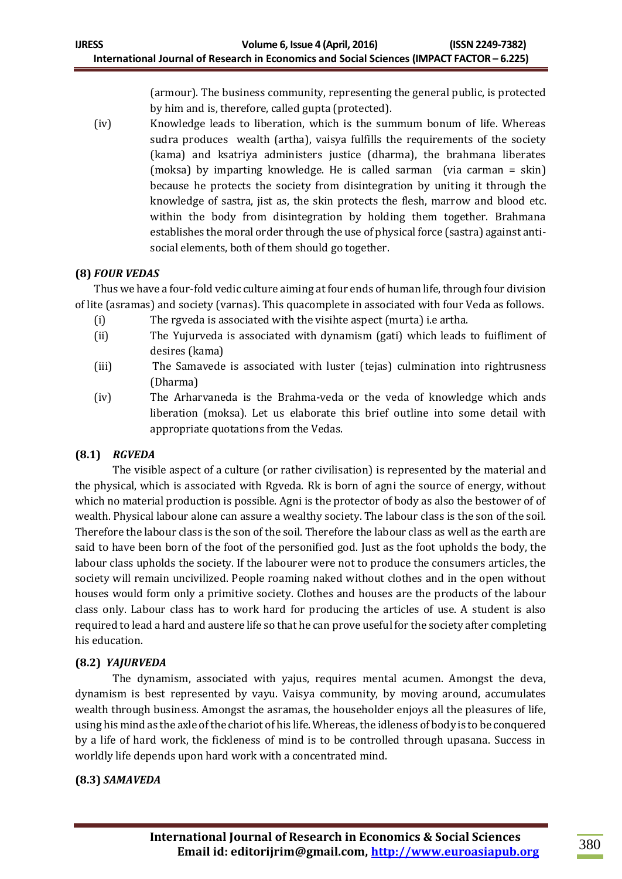(armour). The business community, representing the general public, is protected by him and is, therefore, called gupta (protected).

(iv) Knowledge leads to liberation, which is the summum bonum of life. Whereas sudra produces wealth (artha), vaisya fulfills the requirements of the society (kama) and ksatriya administers justice (dharma), the brahmana liberates (moksa) by imparting knowledge. He is called sarman (via carman = skin) because he protects the society from disintegration by uniting it through the knowledge of sastra, jist as, the skin protects the flesh, marrow and blood etc. within the body from disintegration by holding them together. Brahmana establishes the moral order through the use of physical force (sastra) against anti-social elements, both of them should go together.

### (8) *FOUR VEDAS*

Thus we have a four-fold vedic culture aiming at four ends of human life, through four division of lite (asramas) and society (varnas). This quacomplete in associated with four Veda as follows.

(i) The rgveda is associated with the visihte aspect (murta) i.e artha.

(ii) The Yujurveda is associated with dynamism (gati) which leads to fuifliment of desires (kama)

(iii) The Samavede is associated with luster (tejas) culmination into rightrusness (Dharma)

(iv) The Arharvaneda is the Brahma-veda or the veda of knowledge which ands liberation (moksa). Let us elaborate this brief outline into some detail with appropriate quotations from the Vedas.

### (8.1) *RGVEDA*

The visible aspect of a culture (or rather civilisation) is represented by the material and the physical, which is associated with Rgveda. Rk is born of agni the source of energy, without which no material production is possible. Agni is the protector of body as also the bestower of of wealth. Physical labour alone can assure a wealthy society. The labour class is the son of the soil. Therefore the labour class is the son of the soil. Therefore the labour class as well as the earth are said to have been born of the foot of the personified god. Just as the foot upholds the body, the labour class upholds the society. If the labourer were not to produce the consumers articles, the society will remain uncivilized. People roaming naked without clothes and in the open without houses would form only a primitive society. Clothes and houses are the products of the labour class only. Labour class has to work hard for producing the articles of use. A student is also required to lead a hard and austere life so that he can prove useful for the society after completing his education.

### (8.2) *YAJURVEDA*

The dynamism, associated with yajus, requires mental acumen. Amongst the deva, dynamism is best represented by vayu. Vaisya community, by moving around, accumulates wealth through business. Amongst the asramas, the householder enjoys all the pleasures of life, using his mind as the axle of the chariot of his life. Whereas, the idleness of body is to be conquered by a life of hard work, the fickleness of mind is to be controlled through upasana. Success in worldly life depends upon hard work with a concentrated mind.

### (8.3) *SAMAVEDA*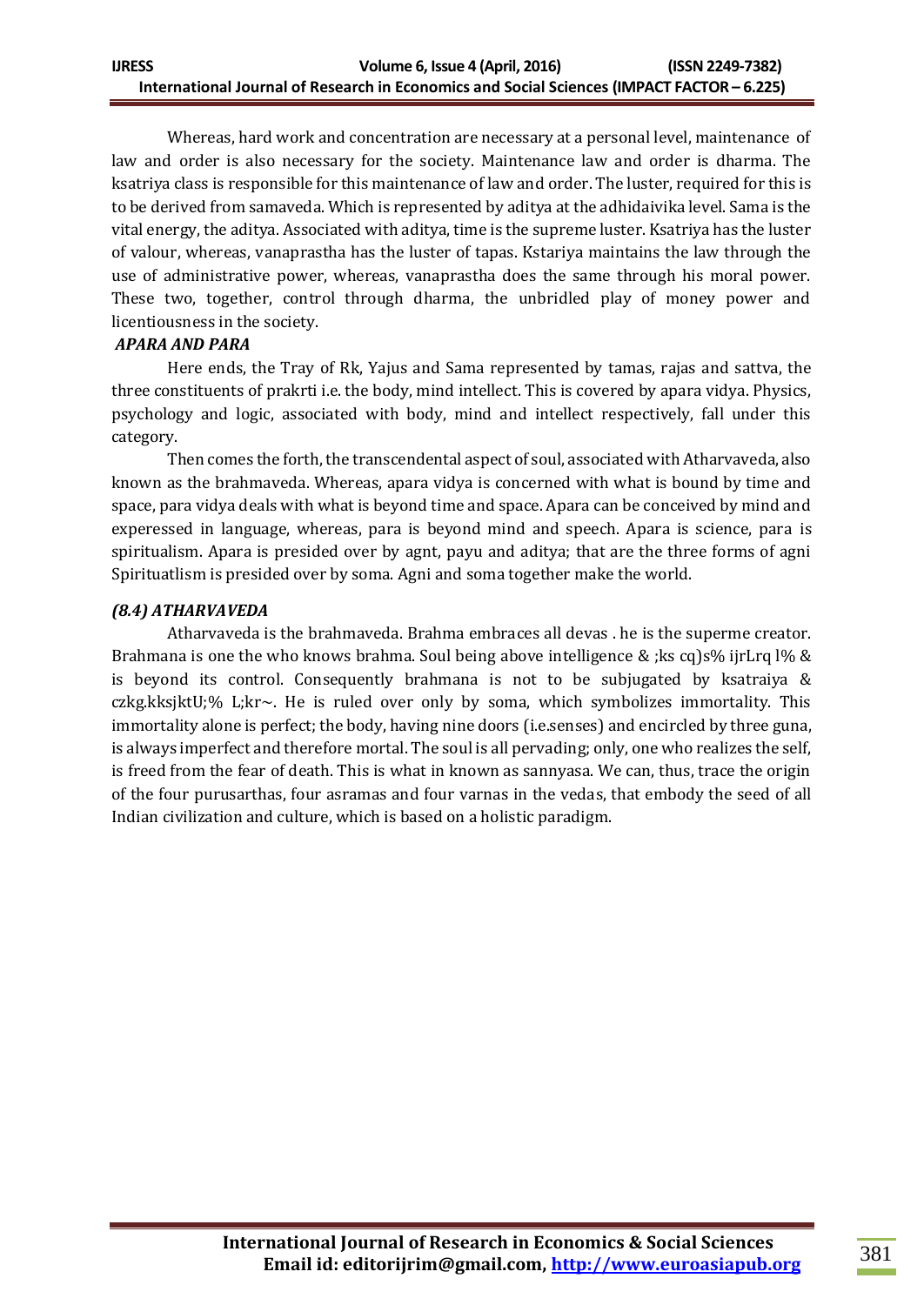Whereas, hard work and concentration are necessary at a personal level, maintenance of law and order is also necessary for the society. Maintenance law and order is dharma. The ksatriya class is responsible for this maintenance of law and order. The luster, required for this is to be derived from samaveda. Which is represented by aditya at the adhidaivika level. Sama is the vital energy, the aditya. Associated with aditya, time is the supreme luster. Ksatriya has the luster of valour, whereas, vanaprastha has the luster of tapas. Kstariya maintains the law through the use of administrative power, whereas, vanaprastha does the same through his moral power. These two, together, control through dharma, the unbridled play of money power and licentiousness in the society.

***APARA AND PARA***

Here ends, the Tray of Rk, Yajus and Sama represented by tamas, rajas and sattva, the three constituents of prakrti i.e. the body, mind intellect. This is covered by apara vidya. Physics, psychology and logic, associated with body, mind and intellect respectively, fall under this category.

Then comes the forth, the transcendental aspect of soul, associated with Atharvaveda, also known as the brahmaveda. Whereas, apara vidya is concerned with what is bound by time and space, para vidya deals with what is beyond time and space. Apara can be conceived by mind and experessed in language, whereas, para is beyond mind and speech. Apara is science, para is spiritualism. Apara is presided over by agnt, payu and aditya; that are the three forms of agni Spirituatlism is presided over by soma. Agni and soma together make the world.

***(8.4) ATHARVAVEDA***

Atharvaveda is the brahmaveda. Brahma embraces all devas . he is the superme creator. Brahmana is one the who knows brahma. Soul being above intelligence & ;ks cq)s% ijrLrq l% & is beyond its control. Consequently brahmana is not to be subjugated by ksatraiya & czkg.kksjktU;% L;kr~. He is ruled over only by soma, which symbolizes immortality. This immortality alone is perfect; the body, having nine doors (i.e.senses) and encircled by three guna, is always imperfect and therefore mortal. The soul is all pervading; only, one who realizes the self, is freed from the fear of death. This is what in known as sannyasa. We can, thus, trace the origin of the four purusarthas, four asramas and four varnas in the vedas, that embody the seed of all Indian civilization and culture, which is based on a holistic paradigm.